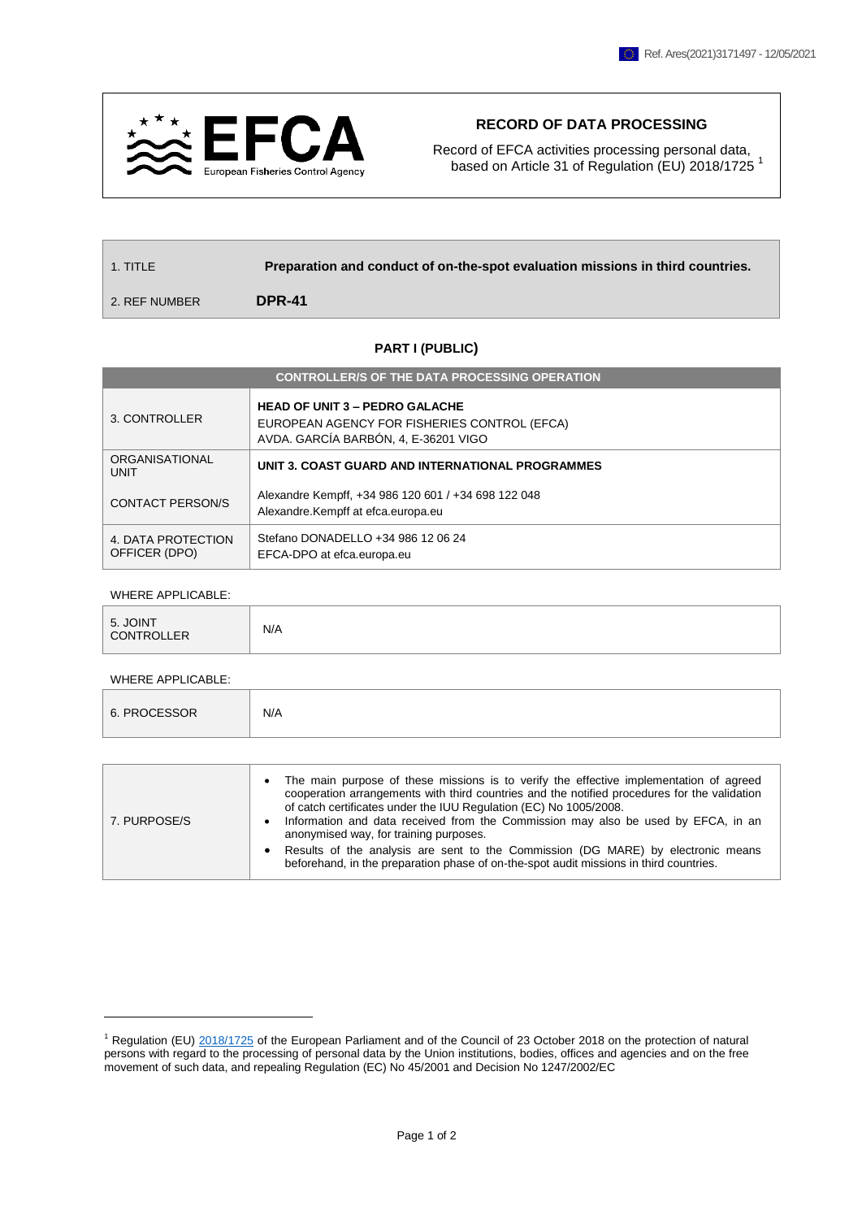Ref. Ares(2021)3171497 - 12/05/2021

# RECORD OF DATA PROCESSING

Record of EFCA activities processing personal data, based on Article 31 of Regulation (EU) 2018/1725 [1]

| | |
|---|---|
| 1. TITLE | **Preparation and conduct of on-the-spot evaluation missions in third countries.** |
| 2. REF NUMBER | **DPR-41** |

## PART I (PUBLIC)

| CONTROLLER/S OF THE DATA PROCESSING OPERATION | |
|---|---|
| 3. CONTROLLER | **HEAD OF UNIT 3 – PEDRO GALACHE**<br>EUROPEAN AGENCY FOR FISHERIES CONTROL (EFCA)<br>AVDA. GARCÍA BARBÓN, 4, E-36201 VIGO |
| ORGANISATIONAL UNIT | **UNIT 3. COAST GUARD AND INTERNATIONAL PROGRAMMES** |
| CONTACT PERSON/S | Alexandre Kempff, +34 986 120 601 / +34 698 122 048<br>Alexandre.Kempff at efca.europa.eu |
| 4. DATA PROTECTION OFFICER (DPO) | Stefano DONADELLO +34 986 12 06 24<br>EFCA-DPO at efca.europa.eu |

WHERE APPLICABLE:

| | |
|---|---|
| 5. JOINT CONTROLLER | N/A |

WHERE APPLICABLE:

| | |
|---|---|
| 6. PROCESSOR | N/A |

| | |
|---|---|
| 7. PURPOSE/S | • The main purpose of these missions is to verify the effective implementation of agreed cooperation arrangements with third countries and the notified procedures for the validation of catch certificates under the IUU Regulation (EC) No 1005/2008.<br>• Information and data received from the Commission may also be used by EFCA, in an anonymised way, for training purposes.<br>• Results of the analysis are sent to the Commission (DG MARE) by electronic means beforehand, in the preparation phase of on-the-spot audit missions in third countries. |

[1] Regulation (EU) 2018/1725 of the European Parliament and of the Council of 23 October 2018 on the protection of natural persons with regard to the processing of personal data by the Union institutions, bodies, offices and agencies and on the free movement of such data, and repealing Regulation (EC) No 45/2001 and Decision No 1247/2002/EC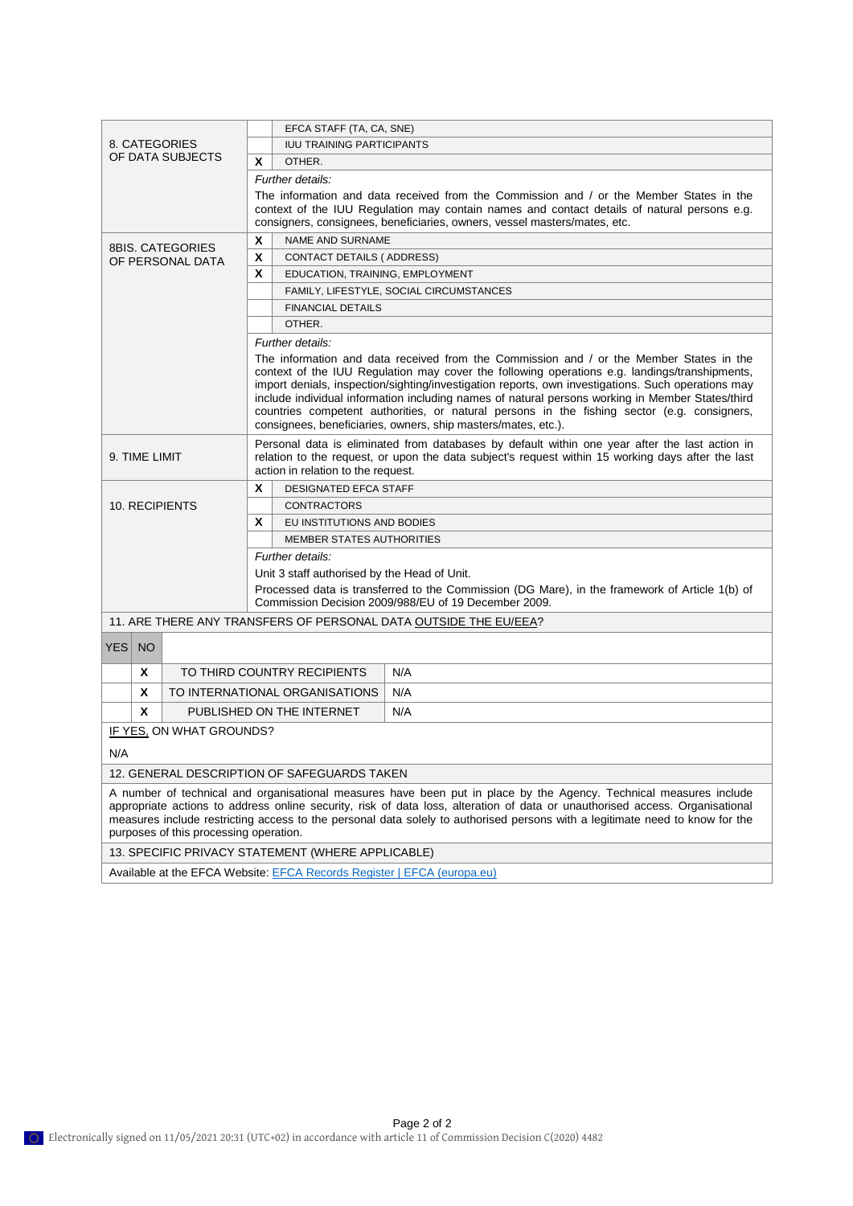| | | |
|---|---|---|
| 8. CATEGORIES OF DATA SUBJECTS | | EFCA STAFF (TA, CA, SNE) |
| | | IUU TRAINING PARTICIPANTS |
| | X | OTHER. |
| | *Further details:* The information and data received from the Commission and / or the Member States in the context of the IUU Regulation may contain names and contact details of natural persons e.g. consigners, consignees, beneficiaries, owners, vessel masters/mates, etc. | |
| 8BIS. CATEGORIES OF PERSONAL DATA | X | NAME AND SURNAME |
| | X | CONTACT DETAILS ( ADDRESS) |
| | X | EDUCATION, TRAINING, EMPLOYMENT |
| | | FAMILY, LIFESTYLE, SOCIAL CIRCUMSTANCES |
| | | FINANCIAL DETAILS |
| | | OTHER. |
| | *Further details:* The information and data received from the Commission and / or the Member States in the context of the IUU Regulation may cover the following operations e.g. landings/transhipments, import denials, inspection/sighting/investigation reports, own investigations. Such operations may include individual information including names of natural persons working in Member States/third countries competent authorities, or natural persons in the fishing sector (e.g. consigners, consignees, beneficiaries, owners, ship masters/mates, etc.). | |
| 9. TIME LIMIT | Personal data is eliminated from databases by default within one year after the last action in relation to the request, or upon the data subject's request within 15 working days after the last action in relation to the request. | |
| 10. RECIPIENTS | X | DESIGNATED EFCA STAFF |
| | | CONTRACTORS |
| | X | EU INSTITUTIONS AND BODIES |
| | | MEMBER STATES AUTHORITIES |
| | *Further details:* Unit 3 staff authorised by the Head of Unit. Processed data is transferred to the Commission (DG Mare), in the framework of Article 1(b) of Commission Decision 2009/988/EU of 19 December 2009. | |

11. ARE THERE ANY TRANSFERS OF PERSONAL DATA OUTSIDE THE EU/EEA?

| YES | NO | | |
|---|---|---|---|
| | X | TO THIRD COUNTRY RECIPIENTS | N/A |
| | X | TO INTERNATIONAL ORGANISATIONS | N/A |
| | X | PUBLISHED ON THE INTERNET | N/A |

IF YES, ON WHAT GROUNDS?

N/A

12. GENERAL DESCRIPTION OF SAFEGUARDS TAKEN

A number of technical and organisational measures have been put in place by the Agency. Technical measures include appropriate actions to address online security, risk of data loss, alteration of data or unauthorised access. Organisational measures include restricting access to the personal data solely to authorised persons with a legitimate need to know for the purposes of this processing operation.

13. SPECIFIC PRIVACY STATEMENT (WHERE APPLICABLE)

Available at the EFCA Website: EFCA Records Register | EFCA (europa.eu)

Electronically signed on 11/05/2021 20:31 (UTC+02) in accordance with article 11 of Commission Decision C(2020) 4482